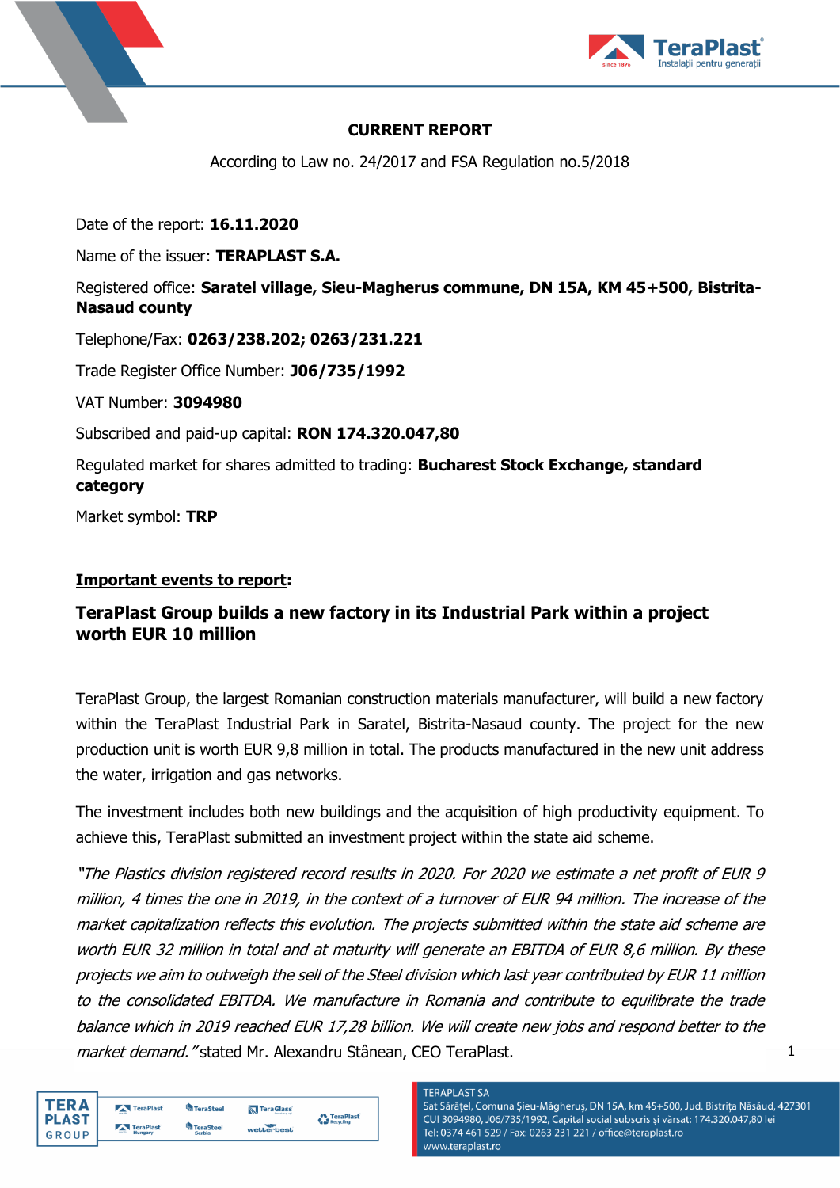**CURRENT REPORT**

According to Law no. 24/2017 and FSA Regulation no.5/2018

Date of the report: **16.11.2020**

Name of the issuer: **TERAPLAST S.A.**

Registered office: **Saratel village, Sieu-Magherus commune, DN 15A, KM 45+500, Bistrita-Nasaud county**

Telephone/Fax: **0263/238.202; 0263/231.221**

Trade Register Office Number: **J06/735/1992**

VAT Number: **3094980**

Subscribed and paid-up capital: **RON 174.320.047,80**

Regulated market for shares admitted to trading: **Bucharest Stock Exchange, standard category**

Market symbol: **TRP**

**Important events to report:**

**TeraPlast Group builds a new factory in its Industrial Park within a project worth EUR 10 million**

TeraPlast Group, the largest Romanian construction materials manufacturer, will build a new factory within the TeraPlast Industrial Park in Saratel, Bistrita-Nasaud county. The project for the new production unit is worth EUR 9,8 million in total. The products manufactured in the new unit address the water, irrigation and gas networks.

The investment includes both new buildings and the acquisition of high productivity equipment. To achieve this, TeraPlast submitted an investment project within the state aid scheme.

*"The Plastics division registered record results in 2020. For 2020 we estimate a net profit of EUR 9 million, 4 times the one in 2019, in the context of a turnover of EUR 94 million. The increase of the market capitalization reflects this evolution. The projects submitted within the state aid scheme are worth EUR 32 million in total and at maturity will generate an EBITDA of EUR 8,6 million. By these projects we aim to outweigh the sell of the Steel division which last year contributed by EUR 11 million to the consolidated EBITDA. We manufacture in Romania and contribute to equilibrate the trade balance which in 2019 reached EUR 17,28 billion. We will create new jobs and respond better to the market demand."* stated Mr. Alexandru Stânean, CEO TeraPlast.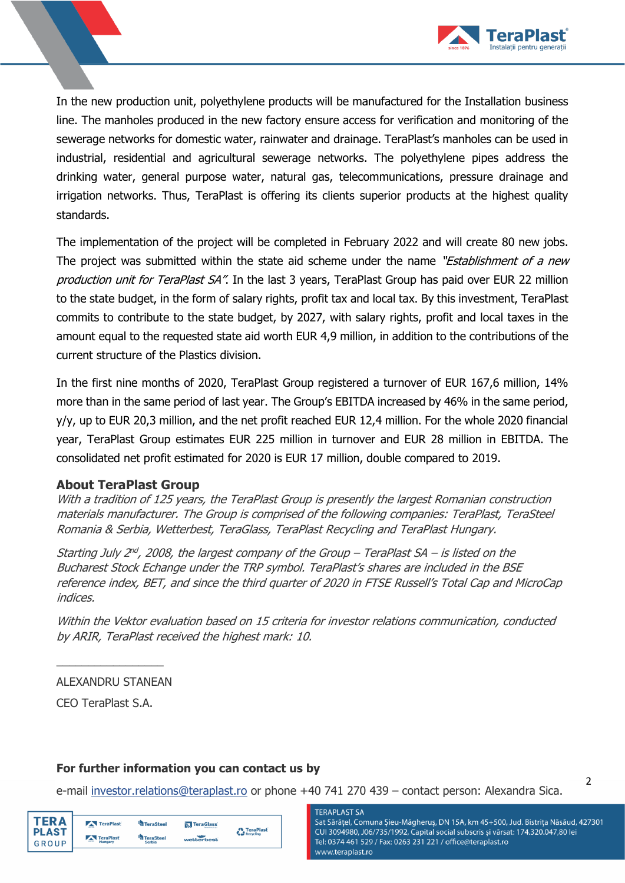In the new production unit, polyethylene products will be manufactured for the Installation business line. The manholes produced in the new factory ensure access for verification and monitoring of the sewerage networks for domestic water, rainwater and drainage. TeraPlast's manholes can be used in industrial, residential and agricultural sewerage networks. The polyethylene pipes address the drinking water, general purpose water, natural gas, telecommunications, pressure drainage and irrigation networks. Thus, TeraPlast is offering its clients superior products at the highest quality standards.

The implementation of the project will be completed in February 2022 and will create 80 new jobs. The project was submitted within the state aid scheme under the name *"Establishment of a new production unit for TeraPlast SA"*. In the last 3 years, TeraPlast Group has paid over EUR 22 million to the state budget, in the form of salary rights, profit tax and local tax. By this investment, TeraPlast commits to contribute to the state budget, by 2027, with salary rights, profit and local taxes in the amount equal to the requested state aid worth EUR 4,9 million, in addition to the contributions of the current structure of the Plastics division.

In the first nine months of 2020, TeraPlast Group registered a turnover of EUR 167,6 million, 14% more than in the same period of last year. The Group's EBITDA increased by 46% in the same period, y/y, up to EUR 20,3 million, and the net profit reached EUR 12,4 million. For the whole 2020 financial year, TeraPlast Group estimates EUR 225 million in turnover and EUR 28 million in EBITDA. The consolidated net profit estimated for 2020 is EUR 17 million, double compared to 2019.

## About TeraPlast Group

*With a tradition of 125 years, the TeraPlast Group is presently the largest Romanian construction materials manufacturer. The Group is comprised of the following companies: TeraPlast, TeraSteel Romania & Serbia, Wetterbest, TeraGlass, TeraPlast Recycling and TeraPlast Hungary.*

*Starting July 2nd, 2008, the largest company of the Group – TeraPlast SA – is listed on the Bucharest Stock Echange under the TRP symbol. TeraPlast's shares are included in the BSE reference index, BET, and since the third quarter of 2020 in FTSE Russell's Total Cap and MicroCap indices.*

*Within the Vektor evaluation based on 15 criteria for investor relations communication, conducted by ARIR, TeraPlast received the highest mark: 10.*

\_\_\_\_\_\_\_\_\_\_\_\_\_\_\_\_\_\_

ALEXANDRU STANEAN

CEO TeraPlast S.A.

**For further information you can contact us by**

e-mail investor.relations@teraplast.ro or phone +40 741 270 439 – contact person: Alexandra Sica.